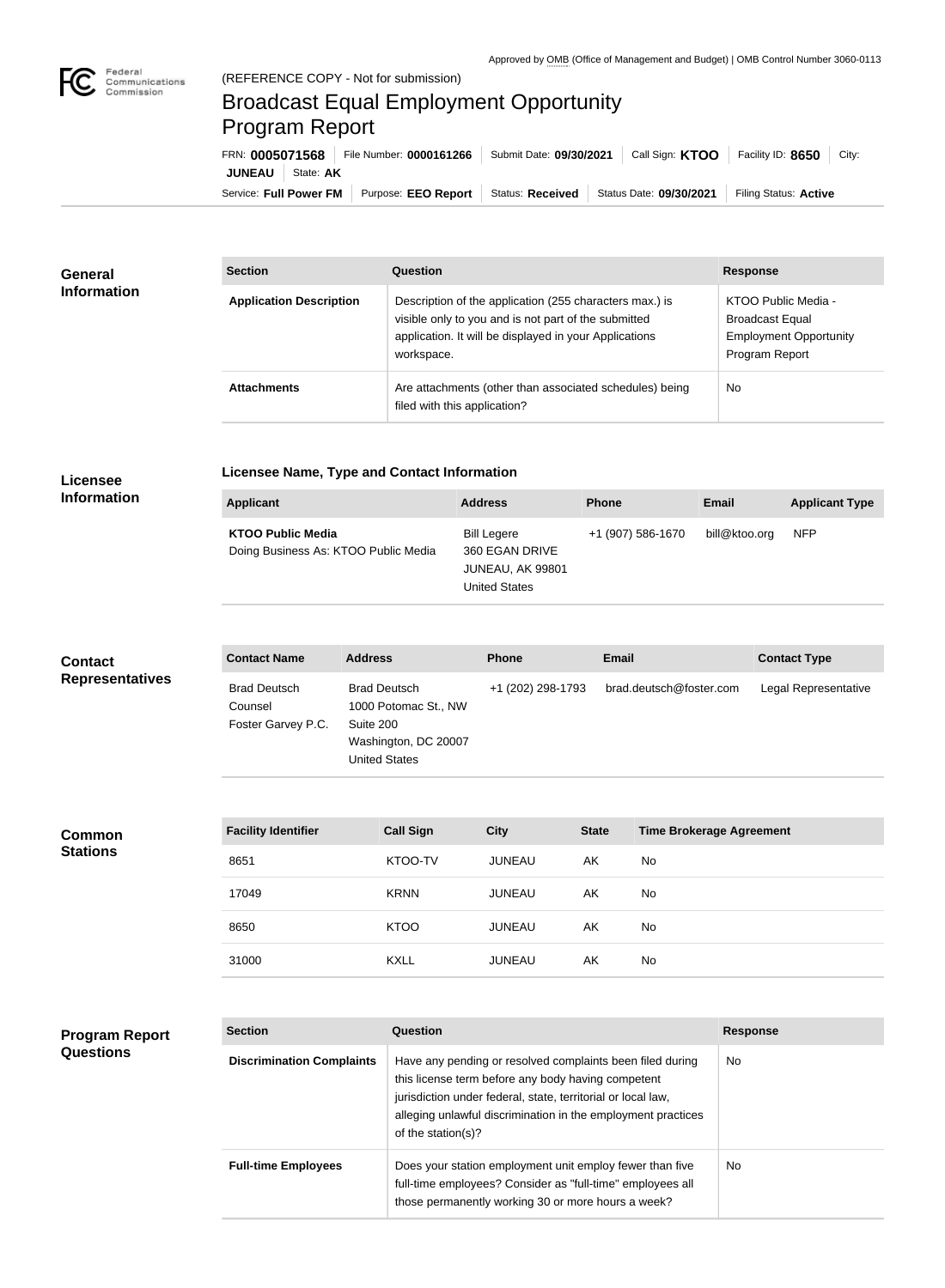Approved by OMB (Office of Management and Budget) | OMB Control Number 3060-0113

(REFERENCE COPY - Not for submission)

# Broadcast Equal Employment Opportunity Program Report

FRN: **0005071568** | File Number: **0000161266** | Submit Date: **09/30/2021** | Call Sign: **KTOO** | Facility ID: **8650** | City: **JUNEAU** | State: **AK**

Service: **Full Power FM** | Purpose: **EEO Report** | Status: **Received** | Status Date: **09/30/2021** | Filing Status: **Active**

## General Information

| Section | Question | Response |
| --- | --- | --- |
| **Application Description** | Description of the application (255 characters max.) is visible only to you and is not part of the submitted application. It will be displayed in your Applications workspace. | KTOO Public Media - Broadcast Equal Employment Opportunity Program Report |
| **Attachments** | Are attachments (other than associated schedules) being filed with this application? | No |

## Licensee Information

**Licensee Name, Type and Contact Information**

| Applicant | Address | Phone | Email | Applicant Type |
| --- | --- | --- | --- | --- |
| **KTOO Public Media** Doing Business As: KTOO Public Media | Bill Legere 360 EGAN DRIVE JUNEAU, AK 99801 United States | +1 (907) 586-1670 | bill@ktoo.org | NFP |

## Contact Representatives

| Contact Name | Address | Phone | Email | Contact Type |
| --- | --- | --- | --- | --- |
| Brad Deutsch Counsel Foster Garvey P.C. | Brad Deutsch 1000 Potomac St., NW Suite 200 Washington, DC 20007 United States | +1 (202) 298-1793 | brad.deutsch@foster.com | Legal Representative |

## Common Stations

| Facility Identifier | Call Sign | City | State | Time Brokerage Agreement |
| --- | --- | --- | --- | --- |
| 8651 | KTOO-TV | JUNEAU | AK | No |
| 17049 | KRNN | JUNEAU | AK | No |
| 8650 | KTOO | JUNEAU | AK | No |
| 31000 | KXLL | JUNEAU | AK | No |

## Program Report Questions

| Section | Question | Response |
| --- | --- | --- |
| **Discrimination Complaints** | Have any pending or resolved complaints been filed during this license term before any body having competent jurisdiction under federal, state, territorial or local law, alleging unlawful discrimination in the employment practices of the station(s)? | No |
| **Full-time Employees** | Does your station employment unit employ fewer than five full-time employees? Consider as "full-time" employees all those permanently working 30 or more hours a week? | No |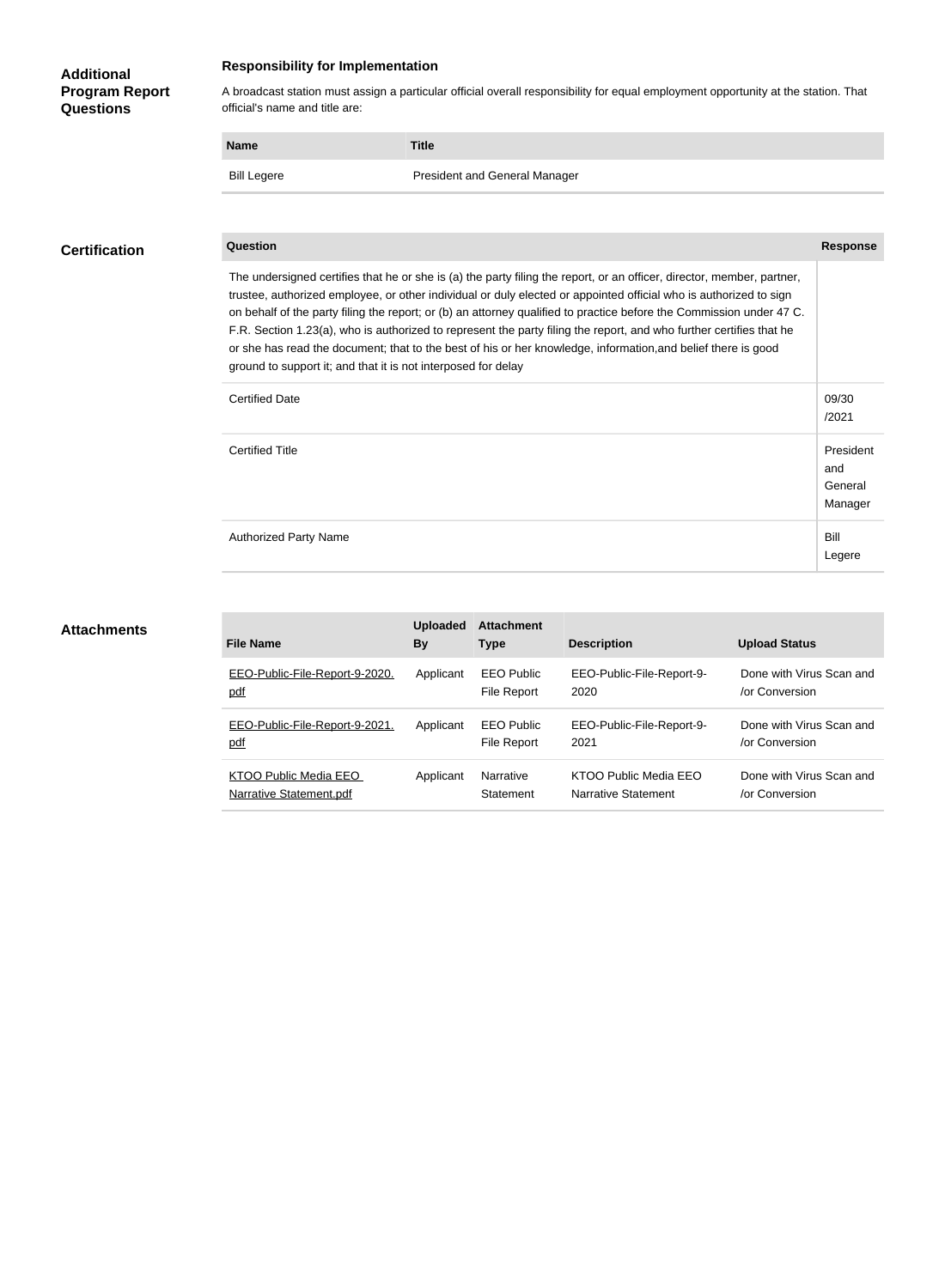## Additional Program Report Questions

### Responsibility for Implementation

A broadcast station must assign a particular official overall responsibility for equal employment opportunity at the station. That official's name and title are:

| Name | Title |
|---|---|
| Bill Legere | President and General Manager |

## Certification

| Question | Response |
|---|---|
| The undersigned certifies that he or she is (a) the party filing the report, or an officer, director, member, partner, trustee, authorized employee, or other individual or duly elected or appointed official who is authorized to sign on behalf of the party filing the report; or (b) an attorney qualified to practice before the Commission under 47 C. F.R. Section 1.23(a), who is authorized to represent the party filing the report, and who further certifies that he or she has read the document; that to the best of his or her knowledge, information,and belief there is good ground to support it; and that it is not interposed for delay | |
| Certified Date | 09/30/2021 |
| Certified Title | President and General Manager |
| Authorized Party Name | Bill Legere |

## Attachments

| File Name | Uploaded By | Attachment Type | Description | Upload Status |
|---|---|---|---|---|
| EEO-Public-File-Report-9-2020.pdf | Applicant | EEO Public File Report | EEO-Public-File-Report-9-2020 | Done with Virus Scan and /or Conversion |
| EEO-Public-File-Report-9-2021.pdf | Applicant | EEO Public File Report | EEO-Public-File-Report-9-2021 | Done with Virus Scan and /or Conversion |
| KTOO Public Media EEO Narrative Statement.pdf | Applicant | Narrative Statement | KTOO Public Media EEO Narrative Statement | Done with Virus Scan and /or Conversion |